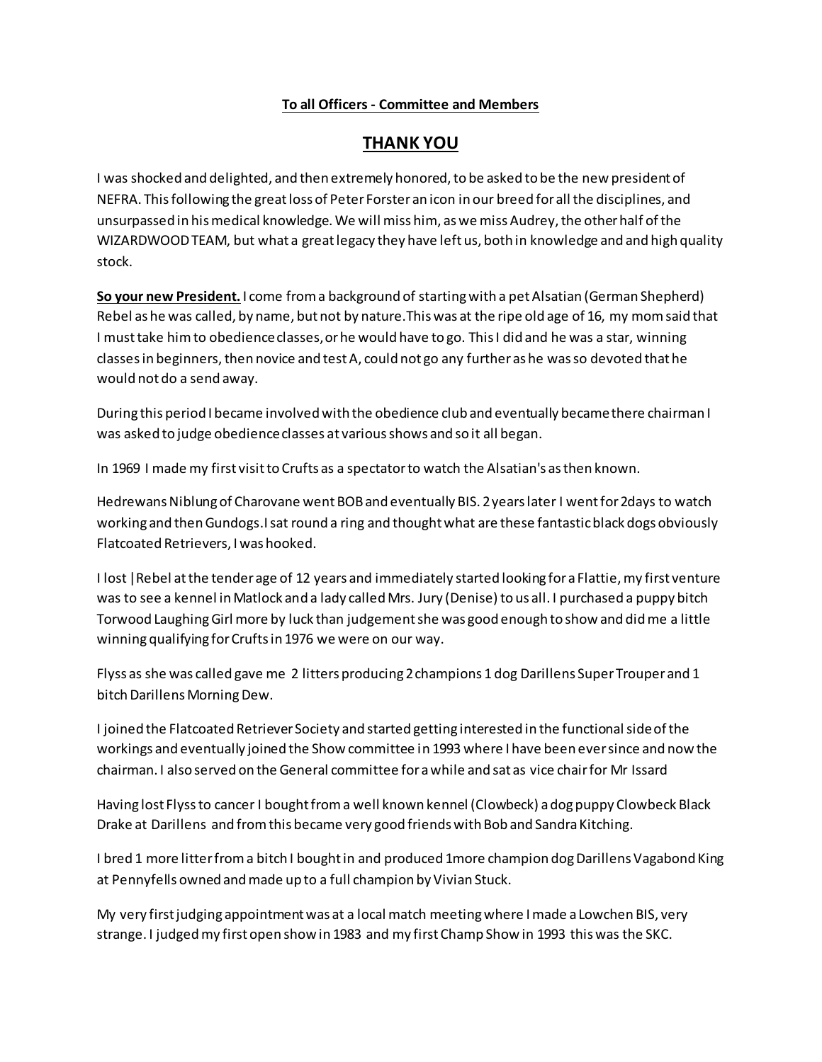**To all Officers - Committee and Members**

# THANK YOU

I was shocked and delighted, and then extremely honored, to be asked to be the new president of NEFRA. This following the great loss of Peter Forster an icon in our breed for all the disciplines, and unsurpassed in his medical knowledge. We will miss him, as we miss Audrey, the other half of the WIZARDWOOD TEAM, but what a great legacy they have left us, both in knowledge and and high quality stock.

**So your new President.** I come from a background of starting with a pet Alsatian (German Shepherd) Rebel as he was called, by name, but not by nature.This was at the ripe old age of 16, my mom said that I must take him to obedience classes, or he would have to go. This I did and he was a star, winning classes in beginners, then novice and test A, could not go any further as he was so devoted that he would not do a send away.

During this period I became involved with the obedience club and eventually became there chairman I was asked to judge obedience classes at various shows and so it all began.

In 1969 I made my first visit to Crufts as a spectator to watch the Alsatian's as then known.

Hedrewans Niblung of Charovane went BOB and eventually BIS. 2 years later I went for 2days to watch working and then Gundogs.I sat round a ring and thought what are these fantastic black dogs obviously Flatcoated Retrievers, I was hooked.

I lost |Rebel at the tender age of 12 years and immediately started looking for a Flattie, my first venture was to see a kennel in Matlock and a lady called Mrs. Jury (Denise) to us all. I purchased a puppy bitch Torwood Laughing Girl more by luck than judgement she was good enough to show and did me a little winning qualifying for Crufts in 1976 we were on our way.

Flyss as she was called gave me 2 litters producing 2 champions 1 dog Darillens Super Trouper and 1 bitch Darillens Morning Dew.

I joined the Flatcoated Retriever Society and started getting interested in the functional side of the workings and eventually joined the Show committee in 1993 where I have been ever since and now the chairman. I also served on the General committee for a while and sat as vice chair for Mr Issard

Having lost Flyss to cancer I bought from a well known kennel (Clowbeck) a dog puppy Clowbeck Black Drake at Darillens and from this became very good friends with Bob and Sandra Kitching.

I bred 1 more litter from a bitch I bought in and produced 1more champion dog Darillens Vagabond King at Pennyfells owned and made up to a full champion by Vivian Stuck.

My very first judging appointment was at a local match meeting where I made a Lowchen BIS, very strange. I judged my first open show in 1983 and my first Champ Show in 1993 this was the SKC.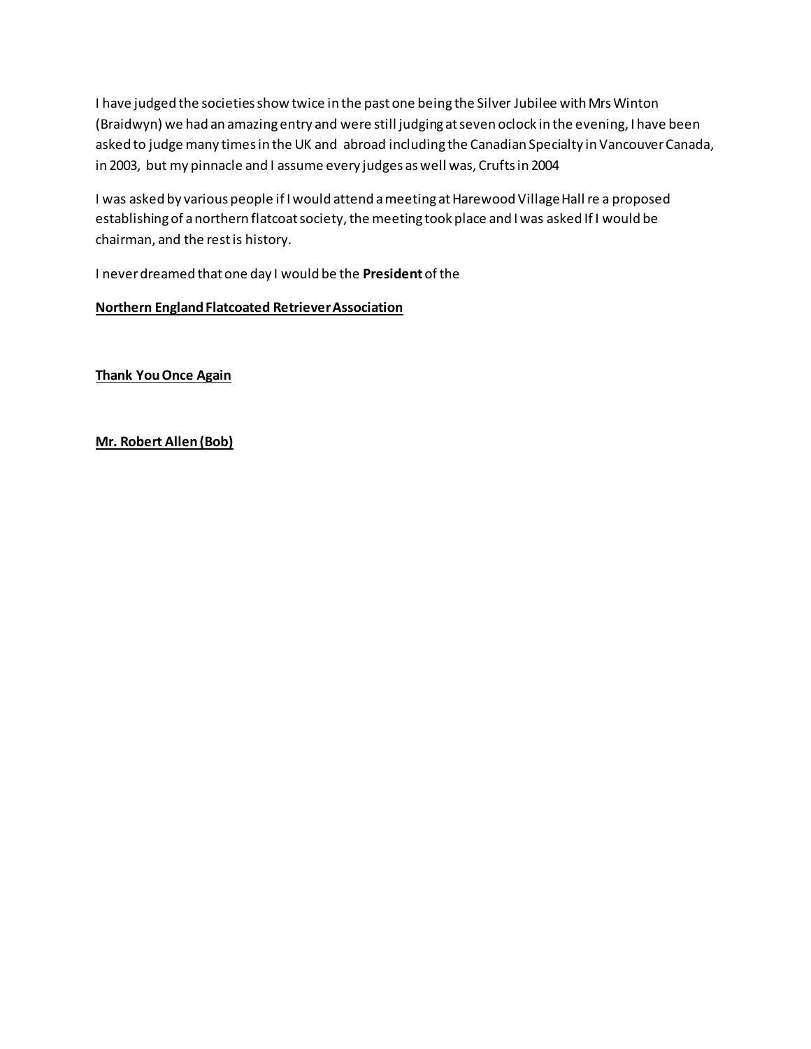I have judged the societies show twice in the past one being the Silver Jubilee with Mrs Winton (Braidwyn) we had an amazing entry and were still judging at seven oclock in the evening, I have been asked to judge many times in the UK and abroad including the Canadian Specialty in Vancouver Canada, in 2003, but my pinnacle and I assume every judges as well was, Crufts in 2004

I was asked by various people if I would attend a meeting at Harewood Village Hall re a proposed establishing of a northern flatcoat society, the meeting took place and I was asked If I would be chairman, and the rest is history.

I never dreamed that one day I would be the **President** of the

<u>**Northern England Flatcoated Retriever Association**</u>

<u>**Thank You Once Again**</u>

<u>**Mr. Robert Allen (Bob)**</u>